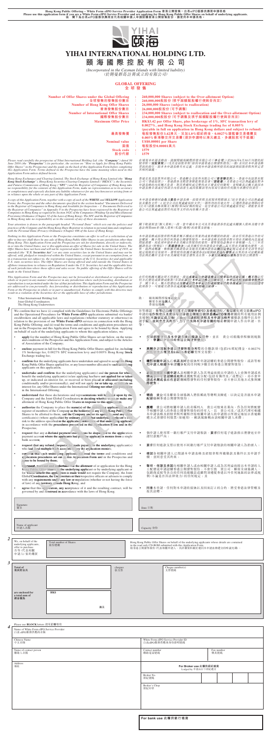**Hong Kong Public Offering – White Form eIPO Service Provider Application Form** 香港公開發售－白表eIPO服務供應商申請表格
**Please use this application form if you are a White Form eIPO Service Provider and are applying for Hong Kong Public Offer Shares on behalf of underlying applicants.**
倘 閣下為白表eIPO服務供應商並代表相關申請人申請香港公開發售股份，請使用本申請表格。

# YIHAI INTERNATIONAL HOLDING LTD.

# 頤海國際控股有限公司

*(Incorporated in the Cayman Islands with limited liability)*
（於開曼群島註冊成立的有限公司）

## GLOBAL OFFERING
## 全球發售

| | | |
|---|---|---|
| **Number of Offer Shares under the Global Offering** 全球發售的發售股份數目 | : | **260,000,000 Shares (subject to the Over-allotment Option)** 260,000,000股股份（視乎超額配股權行使與否而定） |
| **Number of Hong Kong Offer Shares** 香港發售股份數目 | : | **26,000,000 Shares (subject to reallocation)** 26,000,000股股份（可予調整） |
| **Number of International Offer Shares** 國際發售股份數目 | : | **234,000,000 Shares (subject to reallocation and the Over-allotment Option)** 234,000,000股股份（可予調整及視乎超額配股權行使與否而定） |
| **Maximum Offer Price** 最高發售價 | : | **HK$3.42 per Offer Share, plus brokerage of 1%, SFC transaction levy of 0.0027%, and Hong Kong Stock Exchange trading fee of 0.005% (payable in full on application in Hong Kong dollars and subject to refund)** 每股發售股份3.42港元，另加1.0%經紀佣金、0.0027%證監會交易徵費及0.005%香港聯交所交易費（須於申請時以港元繳足，多繳款項可予退還） |
| **Nominal value** 面值 | : | **US$0.00001 per Share** 每股股份0.00001美元 |
| **Stock code** 股份代號 | : | **1579** 1579 |

*Please read carefully the prospectus of Yihai International Holding Ltd. (the "Company") dated 30 June 2016 (the "Prospectus") (in particular, the section on "How to Apply for Hong Kong Public Offer Shares" in the Prospectus) and the guide on the back of this Application Form before completing this Application Form. Terms defined in the Prospectus have the same meaning when used in this Application Form unless defined herein.*

在填寫本申請表格前，請細閱頤海國際控股有限公司（「本公司」）於2016年6月30日刊發的招股章程（「招股章程」）（尤其是招股章程「如何申請香港公開發售股份」一節）及刊於本申請表格背面的指引。除本申請表格另有定義外，本申請表格所使用的詞語與招股章程所界定者具相同涵義。

*Hong Kong Exchanges and Clearing Limited, The Stock Exchange of Hong Kong Limited (the "Hong Kong Stock Exchange"), Hong Kong Securities Clearing Company Limited ("HKSCC"), the Securities and Futures Commission of Hong Kong ("SFC") and the Registrar of Companies of Hong Kong take no responsibility for the contents of this Application Form, make no representation as to its accuracy or completeness and expressly disclaim any liability whatsoever for any loss howsoever arising from or in reliance upon the whole or any part of this Application Form.*

香港交易及結算所有限公司、香港聯合交易所有限公司（「香港聯交所」）、香港中央結算有限公司（「香港結算」）、香港證券及期貨事務監察委員會（「證監會」）及香港公司註冊處處長對本申請表格的內容概不負責，對其準確性或完整性亦不發表任何聲明，並明確表示概不就因本申請表格全部或任何部分內容而產生或因依賴該等內容而引致的任何損失承擔任何責任。

*A copy of this Application Form, together with a copy of each of the WHITE and YELLOW Application Forms, the Prospectus and the other documents specified in the section headed "Documents Delivered to the Registrar of Companies in Hong Kong and Available for Inspection – 1. Documents Delivered to the Registrar of Companies" in Appendix V to the Prospectus have been registered by the Registrar of Companies in Hong Kong as required by Section 342C of the Companies (Winding Up and Miscellaneous Provisions) Ordinance (Chapter 32 of the Laws of Hong Kong). The SFC and the Registrar of Companies in Hong Kong take no responsibility as to the contents of any of these documents.*

本申請表格連同白色及黃色申請表格、招股章程及招股章程附錄五「送呈香港公司註冊處處長及備查文件－1.送呈公司註冊處處長文件」一節所列的其他文件，已遵照香港法例第32章《公司（清盤及雜項條文）條例》第342C條規定，送呈香港公司註冊處處長登記。證監會及香港公司註冊處處長對任何該等文件的內容概不負責。

*Your attention is drawn to the paragraph headed "Personal Data" which sets out the policies and practices of the Company and the Hong Kong Share Registrar in relation to personal data and compliance with the Personal Data (Privacy) Ordinance (Chapter 486 of the Laws of Hong Kong).*

閣下敬請留意「個人資料」一段，當中載有本公司及其香港證券登記處有關個人資料及遵守香港法例第486章《個人資料（私隱）條例》的政策及慣例。

*Nothing in this Application Form or the Prospectus constitutes an offer to sell or a solicitation of an offer to buy nor shall there be any sale of Hong Kong Public Offer Shares in any jurisdiction other than Hong Kong. This Application Form and the Prospectus are not for distribution, directly or indirectly, in or into the United States, nor is this application an offer of Shares for sale in the United States. The Offer Shares have not been and will not be registered under the United States Securities Act of 1933, as amended (the "U.S. Securities Act") or any state securities law in the United States and may not be offered, sold, pledged or transferred within the United States, except pursuant to an exemption from, or in a transaction not subject to, the registration requirements of the U.S. Securities Act and applicable U.S. state securities laws. The Offer Shares are being offered and sold outside the United States in offshore transactions in reliance on Regulation S under the U.S. Securities Act and the applicable laws of each jurisdiction where those offers and sales occur. No public offering of the Offer Shares will be made in the United States.*

本申請表格或招股章程所載者概不構成出售要約或要約購買的游說，而在任何作出有關要約、游說或出售即屬違法的司法權區內，概不得出售任何香港公開發售股份。本申請表格及招股章程不得在美國境內直接或間接派發，而此項申請亦非在美國出售股份的要約。發售股份並無亦不會根據《1933年美國證券法》（經修訂）（「美國證券法」）或美國任何州證券法登記，且不得在美國境內提呈發售、出售、抵押或轉讓，惟根據美國證券法及適用美國州證券法獲豁免遵守登記規定或並非受該等登記規定所規限的交易除外。發售股份依據美國證券法S規例及進行發售及銷售的各司法權區的適用法律以離岸交易方式在美國境外提呈發售及出售。本公司不會於美國公開發售發售股份。

*This Application Form and the Prospectus may not be forwarded or distributed or reproduced (in whole or in part) in any manner whatsoever in any jurisdiction where such forwarding, distribution or reproduction is not permitted under the law of that jurisdiction. This Application Form and the Prospectus are addressed to you personally. Any forwarding or distribution or reproduction of this Application Form or the Prospectus in whole or in part is unauthorised. Failure to comply with this directive may result in a violation of the Securities Act or the applicable laws of other jurisdictions.*

在任何根據有關法律不得發送、派發或複製本申請表格及招股章程的司法權區內，概不得以任何方式發送或派發或複製（全部或部分）本申請表格及招股章程。本申請表格及招股章程僅致予 閣下本人。概不得發送或派發或複製本申請表格或招股章程的全部或部分。如未能遵守此項指令，可能違反證券法或其他司法權區的適用法律。

To: Yihai International Holding Ltd.
Joint Global Coordinators
The Hong Kong Underwriters

致：頤海國際控股有限公司
聯席全球協調人
香港包銷商

**1**

We confirm that we have (i) complied with the Guidelines for Electronic Public Offerings and the Operational Procedures for **White Form eIPO** applications submitted via banks/stockbrokers and all applicable laws and regulations (whether statutory or otherwise) in relation to the provision of our **White Form eIPO** services in connection with the Hong Kong Public Offering; and (ii) read the terms and conditions and application procedures set out in the Prospectus and this Application Form and agree to be bound by them. Applying on behalf of each of the underlying applicants to whom this application relates, we:

吾等確認，吾等已(i)遵守《電子公開發售指引》及透過銀行／股票經紀遞交白表eIPO申請的《運作程序》以及與吾等就香港公開發售提供白表eIPO服務有關的所有適用法例及規例（法定或其他）；及(ii)細閱招股章程及本申請表格所載條款及條件以及申請手續，並同意受其約束。為了代表與本申請有關的每名相關申請人作出申請，吾等：

- **apply** for the number of Hong Kong Public Offer Shares set out below, on the terms and conditions of the Prospectus and this Application Form, and subject to the Articles of Association of the Company;
- 按照招股章程及本申請表格的條款及條件，並在 貴公司組織章程細則規限下，**申請**以下數目的香港公開發售股份；
- **enclose** payment in full for the Hong Kong Public Offer Shares applied for, including 1% brokerage fee, 0.0027% SFC transaction levy and 0.005% Hong Kong Stock Exchange trading fee;
- **夾附**申請香港公開發售股份所需的全數款項（包括1%經紀佣金、0.0027%證監會交易徵費及0.005%香港聯交所交易費）；
- **confirm** that the underlying applicants have undertaken and agreed to accept the Hong Kong Public Offer Shares applied for, or any lesser number allocated to such underlying applicants on this application;
- **確認**相關申請人已承諾及同意接納所申請的香港公開發售股份，或該等相關申請人根據本申請獲分配的任何較少數目的香港公開發售股份；
- **undertake and confirm** that the underlying applicant(s) and the person for whose benefit the underlying applicant(s) is/are applying has/have not applied for or taken up, or indicated an interest for, or received or been placed or allocated (including conditionally and/or provisionally), and will not apply for or take up, or indicate an interest for, any Offer Shares under the International Offering nor otherwise participate in the International Offering;
- **承諾及確認**相關申請人及相關申請人為其利益而提出申請的人士並無申請或承購，或表示有意認購或收取或獲配售或分配（包括有條件及／或暫定），亦不會申請或承購或表示有意認購國際發售項下的任何發售股份，亦不會以其他方式參與國際發售；
- **understand** that these declarations and representations will be relied upon by the Company and the Joint Global Coordinators in deciding whether or not to make any allotment of Hong Kong Public Offer Shares in response to this application;
- **明白** 貴公司及聯席全球協調人將依賴此等聲明及陳述，以決定是否就本申請配發任何香港公開發售股份；
- **authorize** the Company to place the name(s) of the underlying applicant(s) on the register of members of the Company as the holder(s) of any Hong Kong Public Offer Shares to be allotted to them, and the Company and/or its agents to send any share certificate(s) (where applicable) by ordinary post at that underlying applicant's own risk to the address specified in the application instruction of that underlying applicant in accordance with the procedures prescribed in this Application Form and in the Prospectus;
- **授權** 貴公司將相關申請人的名稱列入 貴公司股東名冊內，作為任何將配發予相關申請人的香港公開發售股份的持有人，且 貴公司及／或其代理可根據本申請表格及招股章程所載程序按相關申請人的申請指示所指定地址以普通郵遞方式寄發任何股票（如適用），郵誤風險概由該相關申請人承擔；
- **request** that any e-Refund payment instructions be dispatched to the application payment account where the applicants had paid the application monies from a single bank account;
- 倘申請人使用單一銀行賬戶支付申請股款，**要求**任何電子退款指示將發送至申請付款賬戶內；
- **request** that any refund cheque(s) be made payable to the underlying applicant(s) who had used multiple bank accounts to pay the application monies;
- **要求**任何退款支票以使用多個銀行賬戶支付申請股款的相關申請人為抬頭人；
- **confirm** that each underlying applicant has read the terms and conditions and application procedures set out in this Application Form and in the Prospectus and agrees to be bound by them;
- **確認**各相關申請人已閱讀本申請表格及招股章程所載條款及條件以及申請手續，並同意受其約束；
- **represent, warrant and undertake** that the allotment of or application for the Hong Kong Public Offer Shares to the underlying applicant or by underlying applicant or for whose benefit this application is made would not require the Company, the Joint Global Coordinators, the Underwriters or their respective officers or advisers to comply with any requirements under any law or regulation (whether or not having the force of law) of any territory outside Hong Kong; and
- **聲明、保證及承諾**向相關申請人或由相關申請人或為其利益而提出本申請的人士配發或申請香港公開發售股份，不會引致 貴公司、聯席全球協調人、包銷商或彼等各自的任何高級職員或顧問須遵從香港以外任何地區的法律或規例（不論是否具法律效力）的任何規定；及
- **agree** that this application, any acceptance of it and the resulting contract, will be governed by and construed in accordance with the laws of Hong Kong.
- **同意**本申請、任何對本申請的接納以及因而訂立的合約，將受香港法律管轄及按其詮釋。

| | |
|---|---|
| Signature 簽名 | Date 日期 |
| Name of applicant 申請人名稱 | Capacity 身份 |

**2**

| We, on behalf of the underlying applicants, offer to purchase 吾等（代表相關申請人）要約購買 | Total number of Shares 股份總數 | Hong Kong Public Offer Shares on behalf of the underlying applicants whose details are contained in the read only CD-ROM submitted with this Application Form. 代表相關申請人的香港公開發售股份（其詳細資料載於連同本申請表格遞交的唯讀光碟）。 |
|---|---|---|

**3**

| | | | |
|---|---|---|---|
| **Total of** 現夾附合共 | | cheques 張支票 | Cheque number(s) 支票號碼 |
| **are enclosed for a total sum of** 總金額為 | **HK$** | 港元 | |

Please use **BLOCK** letters 請用正楷填寫

**4**

| | | |
|---|---|---|
| Name of White Form eIPO Service Provider 白表eIPO服務供應商名稱 | | |
| Chinese Name 中文名稱 | White Form eIPO Service Provider ID 白表eIPO服務供應商身份識別號碼 | |
| Name of contact person 聯絡人名稱 | Contact number 聯絡電話號碼 | Fax number 傳真號碼 |
| Address 地址 | **For Broker use 此欄供經紀填寫** Lodged by 申請由以下經紀遞交 | |
| | Broker No. 經紀號碼 | |
| | Broker's Chop 經紀印章 | |

**For bank use 此欄供銀行填寫**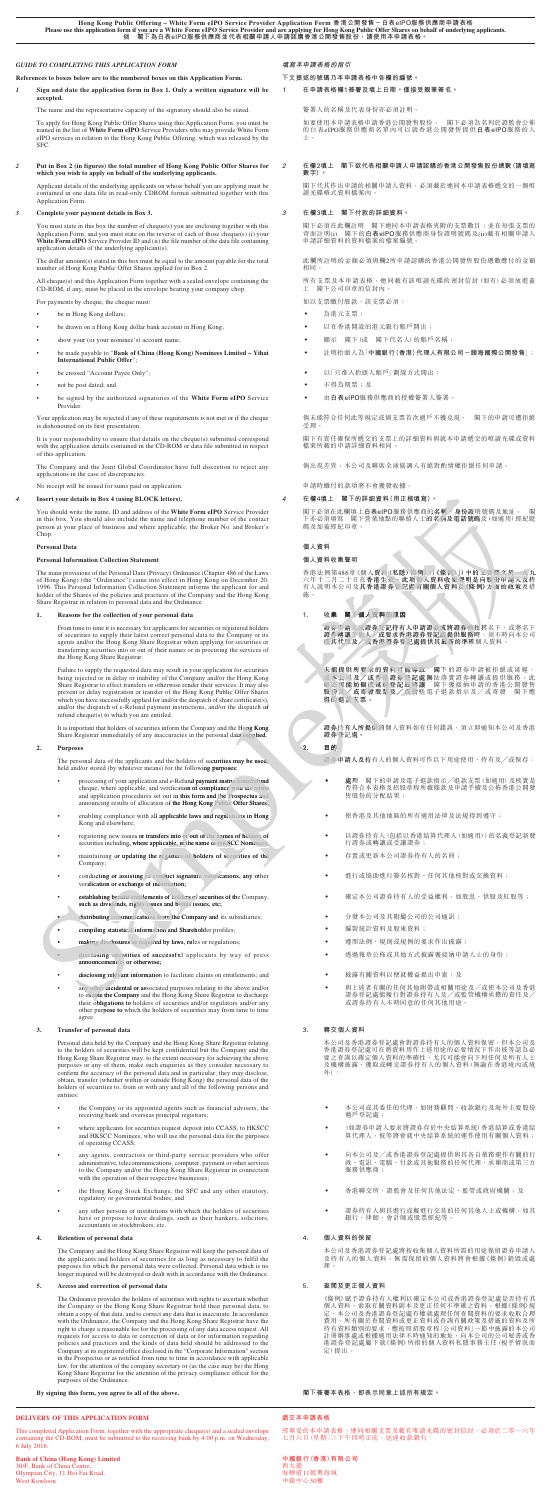**Hong Kong Public Offering – White Form eIPO Service Provider Application Form 香港公開發售－白表eIPO服務供應商申請表格**

**Please use this application form if you are a White Form eIPO Service Provider and are applying for Hong Kong Public Offer Shares on behalf of underlying applicants.**

**倘 閣下為白表eIPO服務供應商並代表相關申請人申請認購香港公開發售股份，請使用本申請表格。**

## GUIDE TO COMPLETING THIS APPLICATION FORM

**References to boxes below are to the numbered boxes on this Application Form.**

### 1 Sign and date the application form in Box 1. Only a written signature will be accepted.

The name and the representative capacity of the signatory should also be stated.

To apply for Hong Kong Public Offer Shares using this Application Form, you must be named in the list of **White Form eIPO** Service Providers who may provide White Form eIPO services in relation to the Hong Kong Public Offering, which was released by the SFC.

### 2 Put in Box 2 (in figures) the total number of Hong Kong Public Offer Shares for which you wish to apply on behalf of the underlying applicants.

Applicant details of the underlying applicants on whose behalf you are applying must be contained in one data file in read-only CD-ROM format submitted together with this Application Form.

### 3 Complete your payment details in Box 3.

You must state in this box the number of cheque(s) you are enclosing together with this Application Form; and you must state on the reverse of each of those cheque(s) (i) your **White Form eIPO** Service Provider ID and (ii) the file number of the data file containing application details of the underlying applicant(s).

The dollar amount(s) stated in this box must be equal to the amount payable for the total number of Hong Kong Public Offer Shares applied for in Box 2.

All cheque(s) and this Application Form together with a sealed envelope containing the CD-ROM, if any, must be placed in the envelope bearing your company chop.

For payments by cheque, the cheque must:

- be in Hong Kong dollars;
- be drawn on a Hong Kong dollar bank account in Hong Kong;
- show your (or your nominees') account name;
- be made payable to "**Bank of China (Hong Kong) Nominees Limited – Yihai International Public Offer**";
- be crossed "Account Payee Only";
- not be post dated; and
- be signed by the authorized signatories of the **White Form eIPO** Service Provider.

Your application may be rejected if any of these requirements is not met or if the cheque is dishonored on its first presentation.

It is your responsibility to ensure that details on the cheque(s) submitted correspond with the application details contained in the CD-ROM or data file submitted in respect of this application.

The Company and the Joint Global Coordinator have full discretion to reject any applications in the case of discrepancies.

No receipt will be issued for sums paid on application.

### 4 Insert your details in Box 4 (using BLOCK letters).

You should write the name, ID and address of the **White Form eIPO** Service Provider in this box. You should also include the name and telephone number of the contact person at your place of business and where applicable, the Broker No. and Broker's Chop.

### Personal Data

**Personal Information Collection Statement**

The main provisions of the Personal Data (Privacy) Ordinance (Chapter 486 of the Laws of Hong Kong) (the "Ordinance") came into effect in Hong Kong on December 20, 1996. This Personal Information Collection Statement informs the applicant for and holder of the Shares of the policies and practices of the Company and the Hong Kong Share Registrar in relation to personal data and the Ordinance.

**1. Reasons for the collection of your personal data**

From time to time it is necessary for applicants for securities or registered holders of securities to supply their latest correct personal data to the Company or its agents and/or the Hong Kong Share Registrar when applying for securities or transferring securities into or out of their names or in procuring the services of the Hong Kong Share Registrar.

Failure to supply the requested data may result in your application for securities being rejected or in delay or inability of the Company and/or the Hong Kong Share Registrar to effect transfers or otherwise render their services. It may also prevent or delay registration or transfer of the Hong Kong Public Offer Shares which you have successfully applied for and/or the despatch of share certificate(s), and/or the despatch of e-Refund payment instructions, and/or the despatch of refund cheque(s) to which you are entitled.

It is important that holders of securities inform the Company and the Hong Kong Share Registrar immediately of any inaccuracies in the personal data supplied.

**2. Purposes**

The personal data of the applicants and the holders of securities may be used, held and/or stored (by whatever means) for the following purposes:

- processing of your application and e-Refund payment instruction/refund cheque, where applicable, verification of compliance with the terms and application procedures set out in this form and the Prospectus and announcing results of allocation of the Hong Kong Public Offer Shares;
- enabling compliance with all applicable laws and regulations in Hong Kong and elsewhere;
- registering new issues or transfers into or out of the names of holders of securities including, where applicable, in the name of HKSCC Nominees;
- maintaining or updating the register of holders of securities of the Company;
- conducting or assisting to conduct signature verifications, any other verification or exchange of information;
- establishing benefit entitlements of holders of securities of the Company, such as dividends, rights issues and bonus issues, etc;
- distributing communications from the Company and its subsidiaries;
- compiling statistical information and Shareholder profiles;
- making disclosures as required by laws, rules or regulations;
- disclosing identities of successful applicants by way of press announcement(s) or otherwise;
- disclosing relevant information to facilitate claims on entitlements; and
- any other incidental or associated purposes relating to the above and/or to enable the Company and the Hong Kong Share Registrar to discharge their obligations to holders of securities and/or regulators and/or any other purpose to which the holders of securities may from time to time agree.

**3. Transfer of personal data**

Personal data held by the Company and the Hong Kong Share Registrar relating to the holders of securities will be kept confidential but the Company and the Hong Kong Share Registrar may, to the extent necessary for achieving the above purposes or any of them, make such enquiries as they consider necessary to confirm the accuracy of the personal data and in particular, they may disclose, obtain, transfer (whether within or outside Hong Kong) the personal data of the holders of securities to, from or with any and all of the following persons and entities:

- the Company or its appointed agents such as financial advisers, the receiving bank and overseas principal registrars;
- where applicants for securities request deposit into CCASS, to HKSCC and HKSCC Nominees, who will use the personal data for the purposes of operating CCASS;
- any agents, contractors or third-party service providers who offer administrative, telecommunications, computer, payment or other services to the Company and/or the Hong Kong Share Registrar in connection with the operation of their respective businesses;
- the Hong Kong Stock Exchange, the SFC and any other statutory, regulatory or governmental bodies; and
- any other persons or institutions with which the holders of securities have or propose to have dealings, such as their bankers, solicitors, accountants or stockbrokers, etc.

**4. Retention of personal data**

The Company and the Hong Kong Share Registrar will keep the personal data of the applicants and holders of securities for as long as necessary to fulfil the purposes for which the personal data were collected. Personal data which is no longer required will be destroyed or dealt with in accordance with the Ordinance.

**5. Access and correction of personal data**

The Ordinance provides the holders of securities with rights to ascertain whether the Company or the Hong Kong Share Registrar hold their personal data, to obtain a copy of that data, and to correct any data that is inaccurate. In accordance with the Ordinance, the Company and the Hong Kong Share Registrar have the right to charge a reasonable fee for the processing of any data access request. All requests for access to data or correction of data or for information regarding policies and practices and the kinds of data held should be addressed to the Company at its registered office disclosed in the "Corporate Information" section in the Prospectus or as notified from time to time in accordance with applicable law, for the attention of the company secretary or (as the case may be) the Hong Kong Share Registrar for the attention of the privacy compliance officer for the purposes of the Ordinance.

**By signing this form, you agree to all of the above.**

## DELIVERY OF THIS APPLICATION FORM

This completed Application Form, together with the appropriate cheque(s) and a sealed envelope containing the CD-ROM, must be submitted to the receiving bank by 4:00 p.m. on Wednesday, 6 July 2016:

**Bank of China (Hong Kong) Limited**
30/F, Bank of China Centre,
Olympian City, 11 Hoi Fai Road,
West Kowloon

## 填寫本申請表格的指引

**下文提述的號碼乃本申請表格中各欄的編號。**

### 1 在申請表格欄1簽署及填上日期。僅接受親筆簽名。

簽署人的名稱及代表身份亦必須註明。

如要使用本申請表格申請香港公開發售股份， 閣下必須為名列於證監會公布的白表eIPO服務供應商名單內可以就香港公開發售提供**白表eIPO**服務的人士。

### 2 在欄2填上 閣下欲代表相關申請人申請認購的香港公開發售股份總數（請填寫數字）。

閣下代其作出申請的相關申請人資料，必須載於連同本申請表格遞交的一個唯讀光碟格式資料檔案內。

### 3 在欄3填上 閣下付款的詳細資料。

閣下必須在此欄註明 閣下連同本申請表格夾附的支票數目；並必須在每張支票背面註明(i) 閣下的**白表eIPO**服務供應商身份證明號碼及(ii)載有相關申請人申請詳細資料的資料檔案的檔案編號。

此欄所註明的金額必須與欄2所申請認購的香港公開發售股份總數應付的金額相同。

所有支票及本申請表格，連同載有該唯讀光碟的密封信封（如有）必須放進蓋上 閣下公司印章的信封內。

如以支票繳付股款，該支票必須：

- 為港元支票；
- 以在香港開設的港元銀行賬戶開出；
- 顯示 閣下（或 閣下代名人）的賬戶名稱；
- 註明抬頭人為「**中國銀行(香港)代理人有限公司－頤海國際公開發售**」；
- 以「只准入抬頭人賬戶」劃線方式開出；
- 不得為期票；及
- 由**白表eIPO**服務供應商的授權簽署人簽署。

倘未能符合任何此等規定或倘支票首次過戶不獲兌現， 閣下的申請可遭拒絕受理。

閣下有責任確保所遞交的支票上的詳細資料與就本申請遞交的唯讀光碟或資料檔案所載的申請詳細資料相同。

倘出現差異，本公司及聯席全球協調人有絕對酌情權拒絕任何申請。

申請時繳付的款項將不會獲發收據。

### 4 在欄4填上 閣下的詳細資料（用正楷填寫）。

閣下必須在此欄填上**白表eIPO**服務供應商的名稱、身份證明號碼及地址。 閣下亦必須填寫 閣下營業場所的聯絡人士的姓名及電話號碼及（如適用）經紀號碼及經紀印章。

### 個人資料

**個人資料收集聲明**

香港法例第486章《個人資料（私隱）條例》（「條例」）中的主要條文於一九九六年十二月二十日在香港生效。此項個人資料收集聲明是向股份申請人及持有人說明本公司及其香港證券登記處有關個人資料及條例方面的政策及慣例。

**1. 收集 閣下個人資料的原因**

證券申請人或登記持有人以其本身名義申請證券或轉讓或受讓證券時或尋求香港證券登記處的服務時，須不時向本公司或其代理人及／或香港證券登記處提供其最新的準確個人資料。

未能提供所要求的資料可能導致 閣下的證券申請被拒或延遲，或本公司及／或香港證券登記處無法落實轉讓或提供服務。此舉也可能妨礙或延誤登記或轉讓 閣下成功申請的香港公開發售股份及／或寄發股票及／或發送電子退款指示及／或寄發 閣下應得的退款支票。

證券持有人所提供的個人資料如有任何錯誤，須立即通知本公司及香港證券登記處。

**2. 目的**

證券申請人及持有人的個人資料可作以下用途使用、持有及／或保存：

- 處理 閣下的申請及電子退款指示／退款支票（如適用）及核實是否符合本表格及招股章程所載條款及申請手續及公佈香港公開發售股份的分配結果；
- 使香港及其他地區的所有適用法律及法規得到遵守；
- 以證券持有人（包括以香港結算代理人（如適用））的名義登記新發行證券或轉讓或受讓證券；
- 存置或更新本公司證券持有人的名冊；
- 進行或協助進行簽名核對、任何其他核對或交換資料；
- 確定本公司證券持有人的受益權利，例如股息、供股及紅股等；
- 分發本公司及其附屬公司的公司通訊；
- 編製統計資料及股東資料；
- 遵照法例、規則或規例的要求作出披露；
- 透過報章公佈或其他方式披露獲接納申請人士的身份；
- 披露有關資料以便就權益提出申索；及
- 與上述者有關的任何其他附帶或相關用途及／或使本公司及香港證券登記處能履行對證券持有人及／或監管機構承擔的責任及／或證券持有人不時同意的任何其他用途。

**3. 轉交個人資料**

本公司及香港證券登記處會將證券持有人的個人資料保密，但本公司及香港證券登記處可在將資料用作上述用途所必要情況下作出彼等認為必要之查詢以確認個人資料的準確性，尤其可能會向下列任何及所有人士及機構披露、獲取或轉交證券持有人的個人資料（無論在香港境內或境外）：

- 本公司或其委任的代理，如財務顧問、收款銀行及海外主要股份過戶登記處；
- （如證券申請人要求將證券存於中央結算系統）香港結算或香港結算代理人，彼等將會就中央結算系統的運作使用有關個人資料；
- 向本公司及／或香港證券登記處提供與其各自業務營運有關的行政、電訊、電腦、付款或其他服務的任何代理、承辦商或第三方服務供應商；
- 香港聯交所、證監會及任何其他法定、監管或政府機構；及
- 證券持有人與其進行或擬進行交易的任何其他人士或機構，如其銀行、律師、會計師或股票經紀等。

**4. 個人資料的保留**

本公司及香港證券登記處將按收集個人資料所需的用途保留證券申請人及持有人的個人資料。無需保留的個人資料將會根據《條例》銷毀或處理。

**5. 查閱及更正個人資料**

《條例》賦予證券持有人權利以確定本公司或香港證券登記處是否持有其個人資料、索取有關資料副本及更正任何不準確之資料。根據《條例》規定，本公司及香港證券登記處有權就處理任何查閱資料的要求收取合理費用。所有關於查閱資料或更正資料或查詢有關政策及慣例以及所持有資料類別的要求，應按照招股章程「公司資料」一節所披露或按照適用法律不時通知的本公司註冊地址送交公司秘書，或（視情況而定）香港證券登記處屬下就《條例》所指的個人資料私隱事務主任。

**閣下簽署本表格，即表示同意上述所有規定。**

## 遞交本申請表格

經填妥的本申請表格，連同適當支票及載有唯讀光碟的密封信封，必須於二零一六年七月六日（星期三）下午四時正前，送達收款銀行：

**中國銀行（香港）有限公司**
西九龍
海輝道11號奧海城
中銀中心30樓